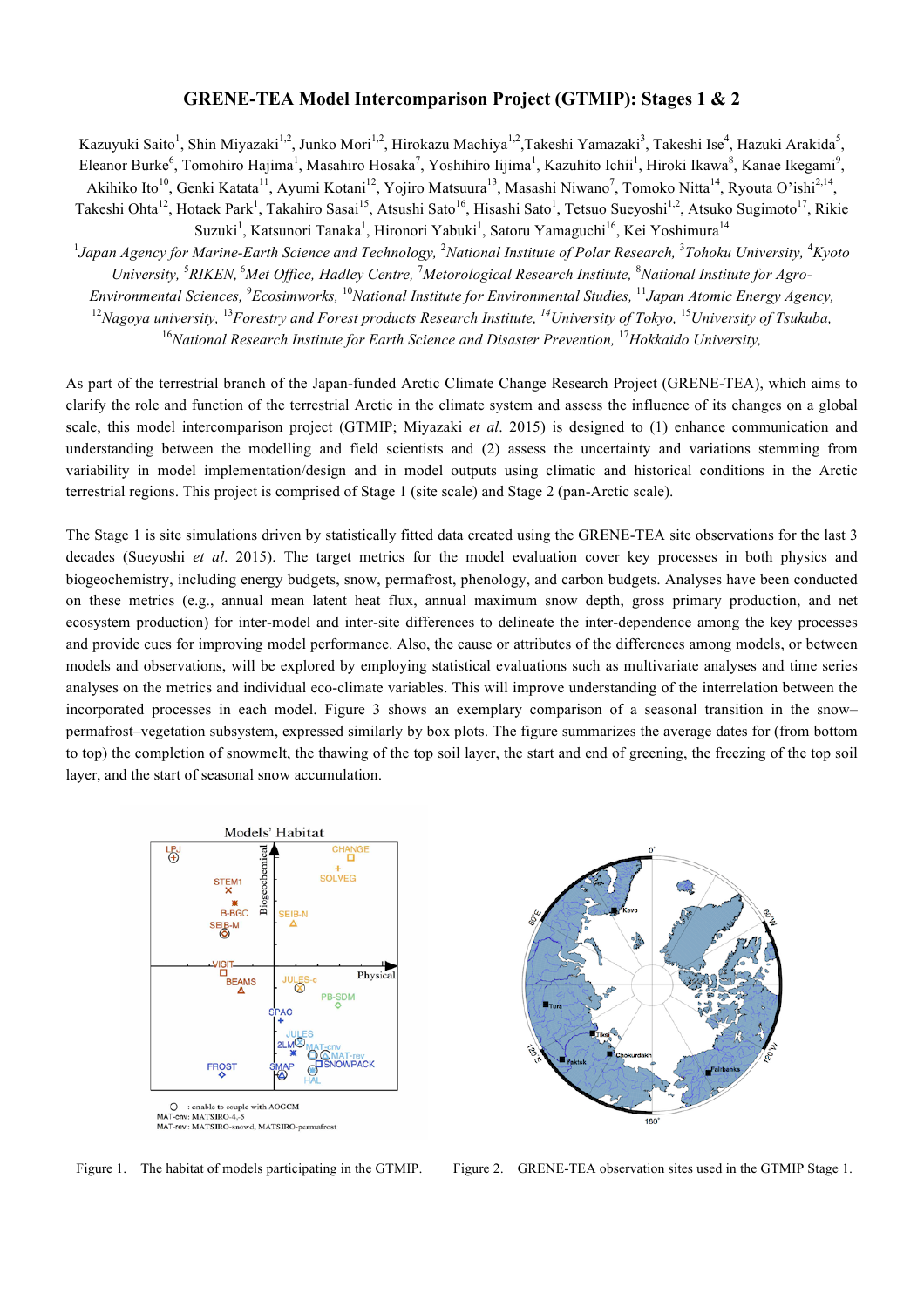# GRENE-TEA Model Intercomparison Project (GTMIP): Stages 1 & 2

Kazuyuki Saito[1], Shin Miyazaki[1,2], Junko Mori[1,2], Hirokazu Machiya[1,2], Takeshi Yamazaki[3], Takeshi Ise[4], Hazuki Arakida[5], Eleanor Burke[6], Tomohiro Hajima[1], Masahiro Hosaka[7], Yoshihiro Iijima[1], Kazuhito Ichii[1], Hiroki Ikawa[8], Kanae Ikegami[9], Akihiko Ito[10], Genki Katata[11], Ayumi Kotani[12], Yojiro Matsuura[13], Masashi Niwano[7], Tomoko Nitta[14], Ryouta O'ishi[2,14], Takeshi Ohta[12], Hotaek Park[1], Takahiro Sasai[15], Atsushi Sato[16], Hisashi Sato[1], Tetsuo Sueyoshi[1,2], Atsuko Sugimoto[17], Rikie Suzuki[1], Katsunori Tanaka[1], Hironori Yabuki[1], Satoru Yamaguchi[16], Kei Yoshimura[14]

[1]*Japan Agency for Marine-Earth Science and Technology,* [2]*National Institute of Polar Research,* [3]*Tohoku University,* [4]*Kyoto University,* [5]*RIKEN,* [6]*Met Office, Hadley Centre,* [7]*Metorological Research Institute,* [8]*National Institute for Agro-Environmental Sciences,* [9]*Ecosimworks,* [10]*National Institute for Environmental Studies,* [11]*Japan Atomic Energy Agency,* [12]*Nagoya university,* [13]*Forestry and Forest products Research Institute,* [14]*University of Tokyo,* [15]*University of Tsukuba,* [16]*National Research Institute for Earth Science and Disaster Prevention,* [17]*Hokkaido University,*

As part of the terrestrial branch of the Japan-funded Arctic Climate Change Research Project (GRENE-TEA), which aims to clarify the role and function of the terrestrial Arctic in the climate system and assess the influence of its changes on a global scale, this model intercomparison project (GTMIP; Miyazaki *et al*. 2015) is designed to (1) enhance communication and understanding between the modelling and field scientists and (2) assess the uncertainty and variations stemming from variability in model implementation/design and in model outputs using climatic and historical conditions in the Arctic terrestrial regions. This project is comprised of Stage 1 (site scale) and Stage 2 (pan-Arctic scale).

The Stage 1 is site simulations driven by statistically fitted data created using the GRENE-TEA site observations for the last 3 decades (Sueyoshi *et al*. 2015). The target metrics for the model evaluation cover key processes in both physics and biogeochemistry, including energy budgets, snow, permafrost, phenology, and carbon budgets. Analyses have been conducted on these metrics (e.g., annual mean latent heat flux, annual maximum snow depth, gross primary production, and net ecosystem production) for inter-model and inter-site differences to delineate the inter-dependence among the key processes and provide cues for improving model performance. Also, the cause or attributes of the differences among models, or between models and observations, will be explored by employing statistical evaluations such as multivariate analyses and time series analyses on the metrics and individual eco-climate variables. This will improve understanding of the interrelation between the incorporated processes in each model. Figure 3 shows an exemplary comparison of a seasonal transition in the snow–permafrost–vegetation subsystem, expressed similarly by box plots. The figure summarizes the average dates for (from bottom to top) the completion of snowmelt, the thawing of the top soil layer, the start and end of greening, the freezing of the top soil layer, and the start of seasonal snow accumulation.

Figure 1. The habitat of models participating in the GTMIP.

Figure 2. GRENE-TEA observation sites used in the GTMIP Stage 1.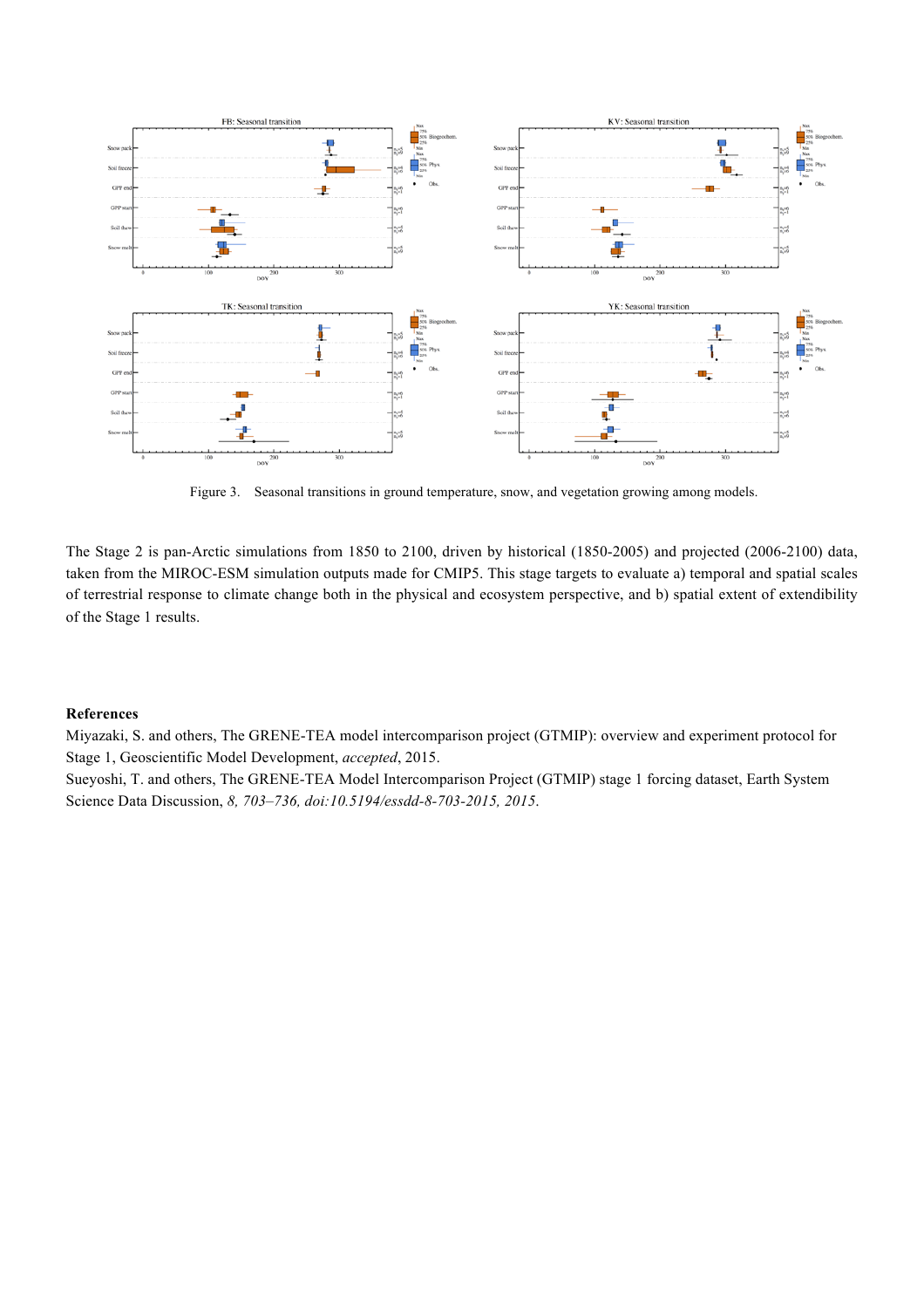FB: Seasonal transition

Snow pack
Soil freeze
GPP end
GPP start
Soil thaw
Snow melt

0 100 200 300
DOY

Max
75%
50% Biogeochem.
25%
Min
Max
75%
50% Phys.
25%
Min
Obs.

KV: Seasonal transition

Snow pack
Soil freeze
GPP end
GPP start
Soil thaw
Snow melt

0 100 200 300
DOY

TK: Seasonal transition

Snow pack
Soil freeze
GPP end
GPP start
Soil thaw
Snow melt

0 100 200 300
DOY

YK: Seasonal transition

Snow pack
Soil freeze
GPP end
GPP start
Soil thaw
Snow melt

0 100 200 300
DOY

Figure 3. Seasonal transitions in ground temperature, snow, and vegetation growing among models.

The Stage 2 is pan-Arctic simulations from 1850 to 2100, driven by historical (1850-2005) and projected (2006-2100) data, taken from the MIROC-ESM simulation outputs made for CMIP5. This stage targets to evaluate a) temporal and spatial scales of terrestrial response to climate change both in the physical and ecosystem perspective, and b) spatial extent of extendibility of the Stage 1 results.

**References**

Miyazaki, S. and others, The GRENE-TEA model intercomparison project (GTMIP): overview and experiment protocol for Stage 1, Geoscientific Model Development, *accepted*, 2015.

Sueyoshi, T. and others, The GRENE-TEA Model Intercomparison Project (GTMIP) stage 1 forcing dataset, Earth System Science Data Discussion, *8, 703–736, doi:10.5194/essdd-8-703-2015, 2015*.